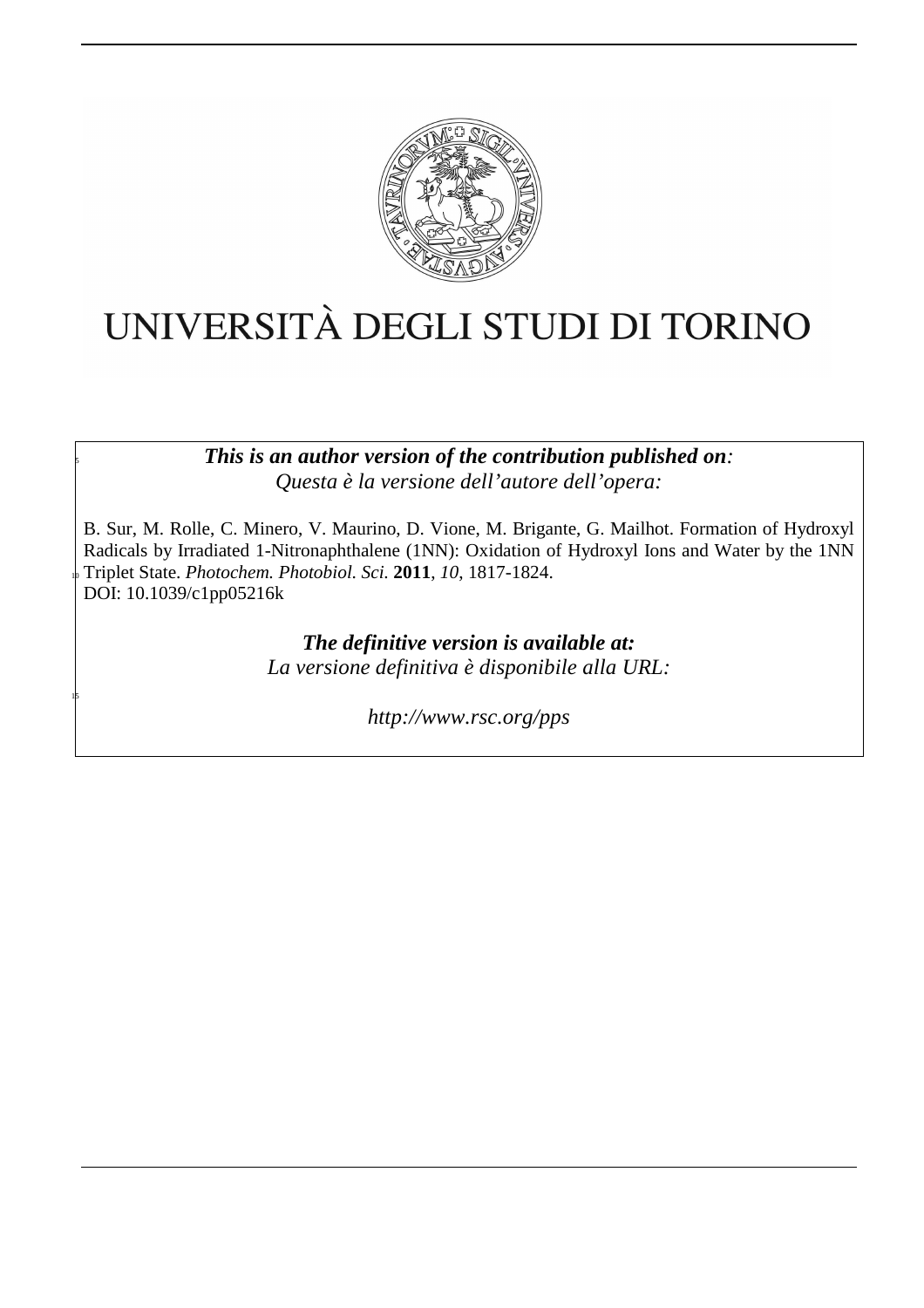# UNIVERSITÀ DEGLI STUDI DI TORINO

***This is an author version of the contribution published on:***
*Questa è la versione dell'autore dell'opera:*

B. Sur, M. Rolle, C. Minero, V. Maurino, D. Vione, M. Brigante, G. Mailhot. Formation of Hydroxyl Radicals by Irradiated 1-Nitronaphthalene (1NN): Oxidation of Hydroxyl Ions and Water by the 1NN Triplet State. *Photochem. Photobiol. Sci.* **2011**, *10*, 1817-1824.
DOI: 10.1039/c1pp05216k

***The definitive version is available at:***
*La versione definitiva è disponibile alla URL:*

*http://www.rsc.org/pps*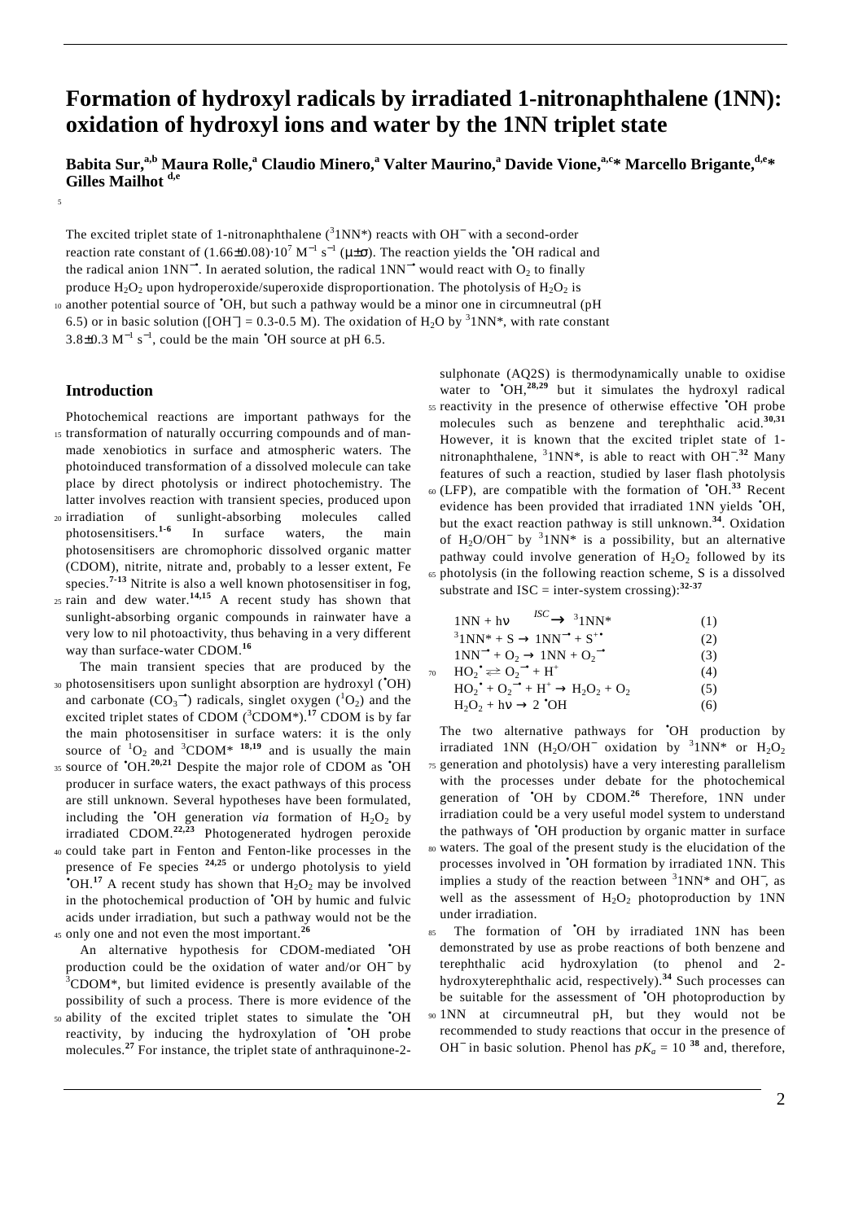# Formation of hydroxyl radicals by irradiated 1-nitronaphthalene (1NN): oxidation of hydroxyl ions and water by the 1NN triplet state

**Babita Sur,[a,b] Maura Rolle,[a] Claudio Minero,[a] Valter Maurino,[a] Davide Vione,[a,c]* Marcello Brigante,[d,e]* Gilles Mailhot [d,e]**

The excited triplet state of 1-nitronaphthalene ($^3$1NN*) reacts with $OH^-$ with a second-order reaction rate constant of $(1.66\pm0.08)\cdot10^7$ $M^{-1}$ $s^{-1}$ ($\mu\pm\sigma$). The reaction yields the $^•OH$ radical and the radical anion $1NN^{-•}$. In aerated solution, the radical $1NN^{-•}$ would react with $O_2$ to finally produce $H_2O_2$ upon hydroperoxide/superoxide disproportionation. The photolysis of $H_2O_2$ is another potential source of $^•OH$, but such a pathway would be a minor one in circumneutral (pH 6.5) or in basic solution ($[OH^-]$ = 0.3-0.5 M). The oxidation of $H_2O$ by $^3$1NN*, with rate constant $3.8\pm0.3$ $M^{-1}$ $s^{-1}$, could be the main $^•OH$ source at pH 6.5.

## Introduction

Photochemical reactions are important pathways for the transformation of naturally occurring compounds and of man-made xenobiotics in surface and atmospheric waters. The photoinduced transformation of a dissolved molecule can take place by direct photolysis or indirect photochemistry. The latter involves reaction with transient species, produced upon irradiation of sunlight-absorbing molecules called photosensitisers.[1-6] In surface waters, the main photosensitisers are chromophoric dissolved organic matter (CDOM), nitrite, nitrate and, probably to a lesser extent, Fe species.[7-13] Nitrite is also a well known photosensitiser in fog, rain and dew water.[14,15] A recent study has shown that sunlight-absorbing organic compounds in rainwater have a very low to nil photoactivity, thus behaving in a very different way than surface-water CDOM.[16]

The main transient species that are produced by the photosensitisers upon sunlight absorption are hydroxyl ($^•OH$) and carbonate ($CO_3^{-•}$) radicals, singlet oxygen ($^1O_2$) and the excited triplet states of CDOM ($^3$CDOM*).[17] CDOM is by far the main photosensitiser in surface waters: it is the only source of $^1O_2$ and $^3$CDOM* [18,19] and is usually the main source of $^•OH$.[20,21] Despite the major role of CDOM as $^•OH$ producer in surface waters, the exact pathways of this process are still unknown. Several hypotheses have been formulated, including the $^•OH$ generation *via* formation of $H_2O_2$ by irradiated CDOM.[22,23] Photogenerated hydrogen peroxide could take part in Fenton and Fenton-like processes in the presence of Fe species [24,25] or undergo photolysis to yield $^•OH$.[17] A recent study has shown that $H_2O_2$ may be involved in the photochemical production of $^•OH$ by humic and fulvic acids under irradiation, but such a pathway would not be the only one and not even the most important.[26]

An alternative hypothesis for CDOM-mediated $^•OH$ production could be the oxidation of water and/or $OH^-$ by $^3$CDOM*, but limited evidence is presently available of the possibility of such a process. There is more evidence of the ability of the excited triplet states to simulate the $^•OH$ reactivity, by inducing the hydroxylation of $^•OH$ probe molecules.[27] For instance, the triplet state of anthraquinone-2-sulphonate (AQ2S) is thermodynamically unable to oxidise water to $^•OH$,[28,29] but it simulates the hydroxyl radical reactivity in the presence of otherwise effective $^•OH$ probe molecules such as benzene and terephthalic acid.[30,31] However, it is known that the excited triplet state of 1-nitronaphthalene, $^3$1NN*, is able to react with $OH^-$.[32] Many features of such a reaction, studied by laser flash photolysis (LFP), are compatible with the formation of $^•OH$.[33] Recent evidence has been provided that irradiated 1NN yields $^•OH$, but the exact reaction pathway is still unknown.[34]. Oxidation of $H_2O/OH^-$ by $^3$1NN* is a possibility, but an alternative pathway could involve generation of $H_2O_2$ followed by its photolysis (in the following reaction scheme, S is a dissolved substrate and ISC = inter-system crossing):[32-37]

$$1NN + h\nu \xrightarrow{ISC} {}^3 1NN^* \qquad (1)$$

$$^3 1NN^* + S \rightarrow 1NN^{-•} + S^{+•} \qquad (2)$$

$$1NN^{-•} + O_2 \rightarrow 1NN + O_2^{-•} \qquad (3)$$

$$HO_2^• \rightleftarrows O_2^{-•} + H^+ \qquad (4)$$

$$HO_2^• + O_2^{-•} + H^+ \rightarrow H_2O_2 + O_2 \qquad (5)$$

$$H_2O_2 + h\nu \rightarrow 2\ ^•OH \qquad (6)$$

The two alternative pathways for $^•OH$ production by irradiated 1NN ($H_2O/OH^-$ oxidation by $^3$1NN* or $H_2O_2$ generation and photolysis) have a very interesting parallelism with the processes under debate for the photochemical generation of $^•OH$ by CDOM.[26] Therefore, 1NN under irradiation could be a very useful model system to understand the pathways of $^•OH$ production by organic matter in surface waters. The goal of the present study is the elucidation of the processes involved in $^•OH$ formation by irradiated 1NN. This implies a study of the reaction between $^3$1NN* and $OH^-$, as well as the assessment of $H_2O_2$ photoproduction by 1NN under irradiation.

The formation of $^•OH$ by irradiated 1NN has been demonstrated by use as probe reactions of both benzene and terephthalic acid hydroxylation (to phenol and 2-hydroxyterephthalic acid, respectively).[34] Such processes can be suitable for the assessment of $^•OH$ photoproduction by 1NN at circumneutral pH, but they would not be recommended to study reactions that occur in the presence of $OH^-$ in basic solution. Phenol has $pK_a$ = 10 [38] and, therefore,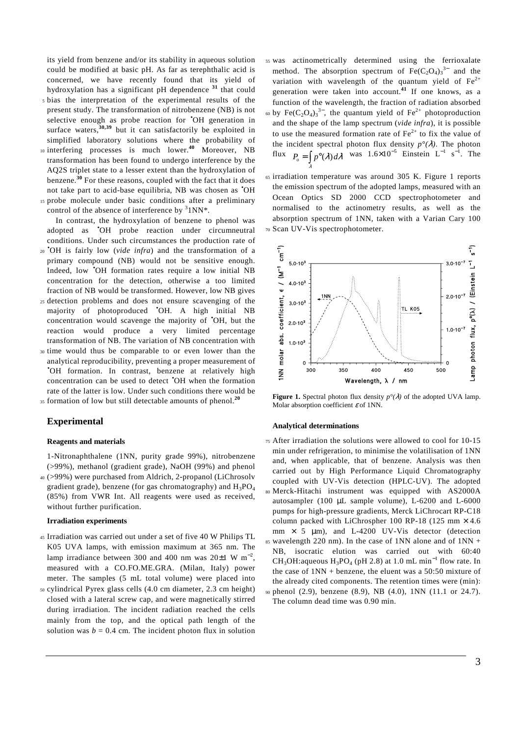its yield from benzene and/or its stability in aqueous solution could be modified at basic pH. As far as terephthalic acid is concerned, we have recently found that its yield of hydroxylation has a significant pH dependence [31] that could bias the interpretation of the experimental results of the present study. The transformation of nitrobenzene (NB) is not selective enough as probe reaction for $^{\bullet}$OH generation in surface waters,[30,39] but it can satisfactorily be exploited in simplified laboratory solutions where the probability of interfering processes is much lower.[40] Moreover, NB transformation has been found to undergo interference by the AQ2S triplet state to a lesser extent than the hydroxylation of benzene.[30] For these reasons, coupled with the fact that it does not take part to acid-base equilibria, NB was chosen as $^{\bullet}$OH probe molecule under basic conditions after a preliminary control of the absence of interference by $^{3}$1NN*.

In contrast, the hydroxylation of benzene to phenol was adopted as $^{\bullet}$OH probe reaction under circumneutral conditions. Under such circumstances the production rate of $^{\bullet}$OH is fairly low (*vide infra*) and the transformation of a primary compound (NB) would not be sensitive enough. Indeed, low $^{\bullet}$OH formation rates require a low initial NB concentration for the detection, otherwise a too limited fraction of NB would be transformed. However, low NB gives detection problems and does not ensure scavenging of the majority of photoproduced $^{\bullet}$OH. A high initial NB concentration would scavenge the majority of $^{\bullet}$OH, but the reaction would produce a very limited percentage transformation of NB. The variation of NB concentration with time would thus be comparable to or even lower than the analytical reproducibility, preventing a proper measurement of $^{\bullet}$OH formation. In contrast, benzene at relatively high concentration can be used to detect $^{\bullet}$OH when the formation rate of the latter is low. Under such conditions there would be formation of low but still detectable amounts of phenol.[20]

## Experimental

### Reagents and materials

1-Nitronaphthalene (1NN, purity grade 99%), nitrobenzene (>99%), methanol (gradient grade), NaOH (99%) and phenol (>99%) were purchased from Aldrich, 2-propanol (LiChrosolv gradient grade), benzene (for gas chromatography) and $H_3PO_4$ (85%) from VWR Int. All reagents were used as received, without further purification.

### Irradiation experiments

Irradiation was carried out under a set of five 40 W Philips TL K05 UVA lamps, with emission maximum at 365 nm. The lamp irradiance between 300 and 400 nm was 20±1 W m$^{-2}$, measured with a CO.FO.ME.GRA. (Milan, Italy) power meter. The samples (5 mL total volume) were placed into cylindrical Pyrex glass cells (4.0 cm diameter, 2.3 cm height) closed with a lateral screw cap, and were magnetically stirred during irradiation. The incident radiation reached the cells mainly from the top, and the optical path length of the solution was $b$ = 0.4 cm. The incident photon flux in solution was actinometrically determined using the ferrioxalate method. The absorption spectrum of $Fe(C_2O_4)_3^{3-}$ and the variation with wavelength of the quantum yield of $Fe^{2+}$ generation were taken into account.[41] If one knows, as a function of the wavelength, the fraction of radiation absorbed by $Fe(C_2O_4)_3^{3-}$, the quantum yield of $Fe^{2+}$ photoproduction and the shape of the lamp spectrum (*vide infra*), it is possible to use the measured formation rate of $Fe^{2+}$ to fix the value of the incident spectral photon flux density $p°(\lambda)$. The photon flux $P_o = \int_\lambda p°(\lambda) d\lambda$ was $1.6\times10^{-5}$ Einstein L$^{-1}$ s$^{-1}$. The irradiation temperature was around 305 K. Figure 1 reports the emission spectrum of the adopted lamps, measured with an Ocean Optics SD 2000 CCD spectrophotometer and normalised to the actinometry results, as well as the absorption spectrum of 1NN, taken with a Varian Cary 100 Scan UV-Vis spectrophotometer.

**Figure 1.** Spectral photon flux density $p°(\lambda)$ of the adopted UVA lamp. Molar absorption coefficient $\varepsilon$ of 1NN.

### Analytical determinations

After irradiation the solutions were allowed to cool for 10-15 min under refrigeration, to minimise the volatilisation of 1NN and, when applicable, that of benzene. Analysis was then carried out by High Performance Liquid Chromatography coupled with UV-Vis detection (HPLC-UV). The adopted Merck-Hitachi instrument was equipped with AS2000A autosampler (100 μL sample volume), L-6200 and L-6000 pumps for high-pressure gradients, Merck LiChrocart RP-C18 column packed with LiChrospher 100 RP-18 (125 mm × 4.6 mm × 5 μm), and L-4200 UV-Vis detector (detection wavelength 220 nm). In the case of 1NN alone and of 1NN + NB, isocratic elution was carried out with 60:40 $CH_3OH$:aqueous $H_3PO_4$ (pH 2.8) at 1.0 mL min$^{-1}$ flow rate. In the case of 1NN + benzene, the eluent was a 50:50 mixture of the already cited components. The retention times were (min): phenol (2.9), benzene (8.9), NB (4.0), 1NN (11.1 or 24.7). The column dead time was 0.90 min.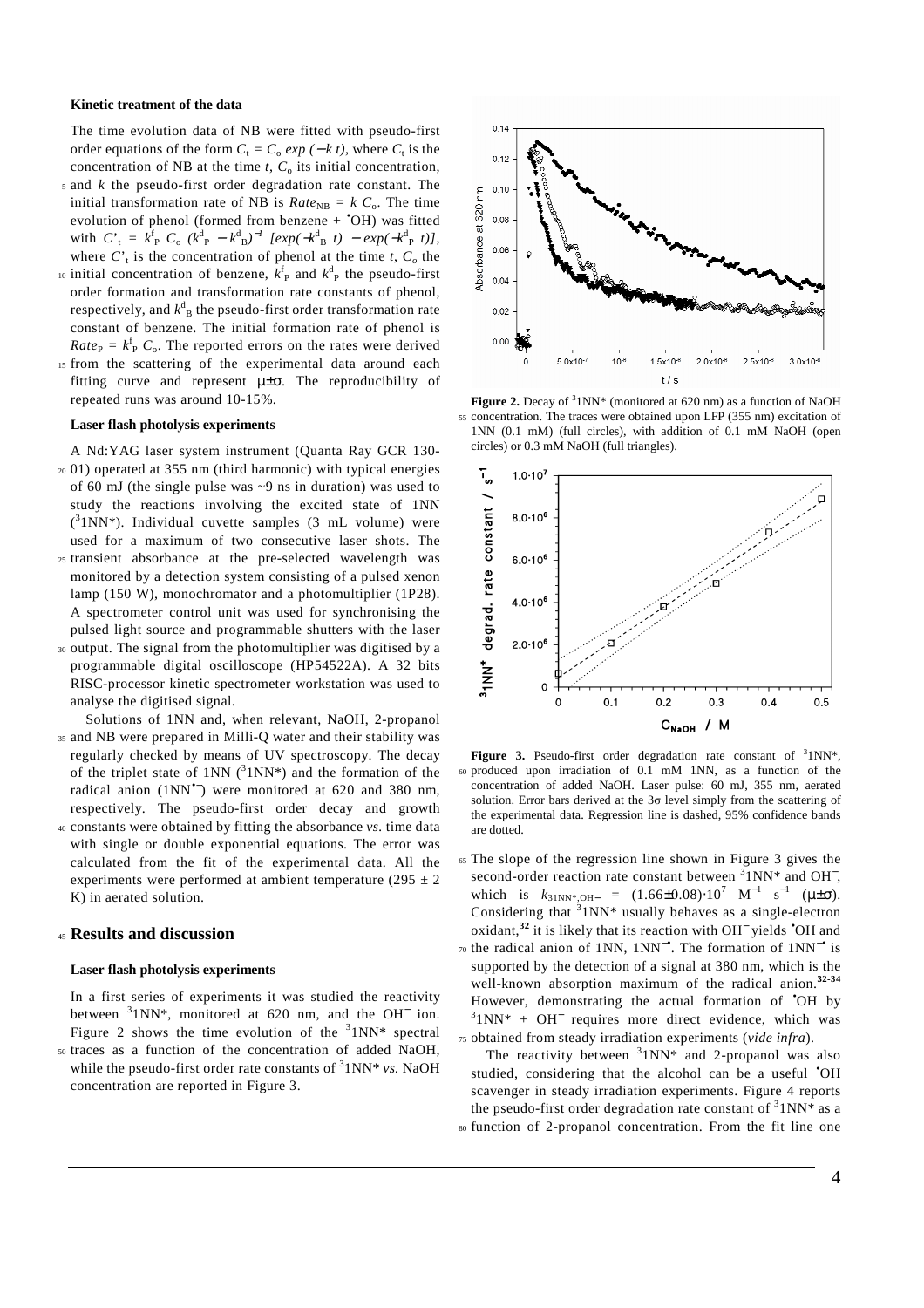### Kinetic treatment of the data

The time evolution data of NB were fitted with pseudo-first order equations of the form $C_t = C_o\ exp\ (-k\ t)$, where $C_t$ is the concentration of NB at the time $t$, $C_o$ its initial concentration, and $k$ the pseudo-first order degradation rate constant. The initial transformation rate of NB is $Rate_{NB} = k\ C_o$. The time evolution of phenol (formed from benzene + $^{\bullet}$OH) was fitted with $C'_t = k^f_P\ C_o\ (k^d_P - k^d_B)^{-1}\ [exp(-k^d_B\ t) - exp(-k^d_P\ t)]$, where $C'_t$ is the concentration of phenol at the time $t$, $C_o$ the initial concentration of benzene, $k^f_P$ and $k^d_P$ the pseudo-first order formation and transformation rate constants of phenol, respectively, and $k^d_B$ the pseudo-first order transformation rate constant of benzene. The initial formation rate of phenol is $Rate_P = k^f_P\ C_o$. The reported errors on the rates were derived from the scattering of the experimental data around each fitting curve and represent $\mu\pm\sigma$. The reproducibility of repeated runs was around 10-15%.

### Laser flash photolysis experiments

A Nd:YAG laser system instrument (Quanta Ray GCR 130-01) operated at 355 nm (third harmonic) with typical energies of 60 mJ (the single pulse was ~9 ns in duration) was used to study the reactions involving the excited state of 1NN ($^3$1NN*). Individual cuvette samples (3 mL volume) were used for a maximum of two consecutive laser shots. The transient absorbance at the pre-selected wavelength was monitored by a detection system consisting of a pulsed xenon lamp (150 W), monochromator and a photomultiplier (1P28). A spectrometer control unit was used for synchronising the pulsed light source and programmable shutters with the laser output. The signal from the photomultiplier was digitised by a programmable digital oscilloscope (HP54522A). A 32 bits RISC-processor kinetic spectrometer workstation was used to analyse the digitised signal.

Solutions of 1NN and, when relevant, NaOH, 2-propanol and NB were prepared in Milli-Q water and their stability was regularly checked by means of UV spectroscopy. The decay of the triplet state of 1NN ($^3$1NN*) and the formation of the radical anion ($1NN^{\bullet -}$) were monitored at 620 and 380 nm, respectively. The pseudo-first order decay and growth constants were obtained by fitting the absorbance *vs.* time data with single or double exponential equations. The error was calculated from the fit of the experimental data. All the experiments were performed at ambient temperature (295 ± 2 K) in aerated solution.

## Results and discussion

### Laser flash photolysis experiments

In a first series of experiments it was studied the reactivity between $^3$1NN*, monitored at 620 nm, and the $OH^-$ ion. Figure 2 shows the time evolution of the $^3$1NN* spectral traces as a function of the concentration of added NaOH, while the pseudo-first order rate constants of $^3$1NN* *vs.* NaOH concentration are reported in Figure 3.

**Figure 2.** Decay of $^3$1NN* (monitored at 620 nm) as a function of NaOH concentration. The traces were obtained upon LFP (355 nm) excitation of 1NN (0.1 mM) (full circles), with addition of 0.1 mM NaOH (open circles) or 0.3 mM NaOH (full triangles).

**Figure 3.** Pseudo-first order degradation rate constant of $^3$1NN*, produced upon irradiation of 0.1 mM 1NN, as a function of the concentration of added NaOH. Laser pulse: 60 mJ, 355 nm, aerated solution. Error bars derived at the 3σ level simply from the scattering of the experimental data. Regression line is dashed, 95% confidence bands are dotted.

The slope of the regression line shown in Figure 3 gives the second-order reaction rate constant between $^3$1NN* and $OH^-$, which is $k_{31NN*,OH-} = (1.66\pm0.08)\cdot10^7\ M^{-1}\ s^{-1}$ ($\mu\pm\sigma$). Considering that $^3$1NN* usually behaves as a single-electron oxidant,[32] it is likely that its reaction with $OH^-$ yields $^{\bullet}$OH and the radical anion of 1NN, $1NN^{\bullet -}$. The formation of $1NN^{\bullet -}$ is supported by the detection of a signal at 380 nm, which is the well-known absorption maximum of the radical anion.[32-34] However, demonstrating the actual formation of $^{\bullet}$OH by $^3$1NN* + $OH^-$ requires more direct evidence, which was obtained from steady irradiation experiments (*vide infra*).

The reactivity between $^3$1NN* and 2-propanol was also studied, considering that the alcohol can be a useful $^{\bullet}$OH scavenger in steady irradiation experiments. Figure 4 reports the pseudo-first order degradation rate constant of $^3$1NN* as a function of 2-propanol concentration. From the fit line one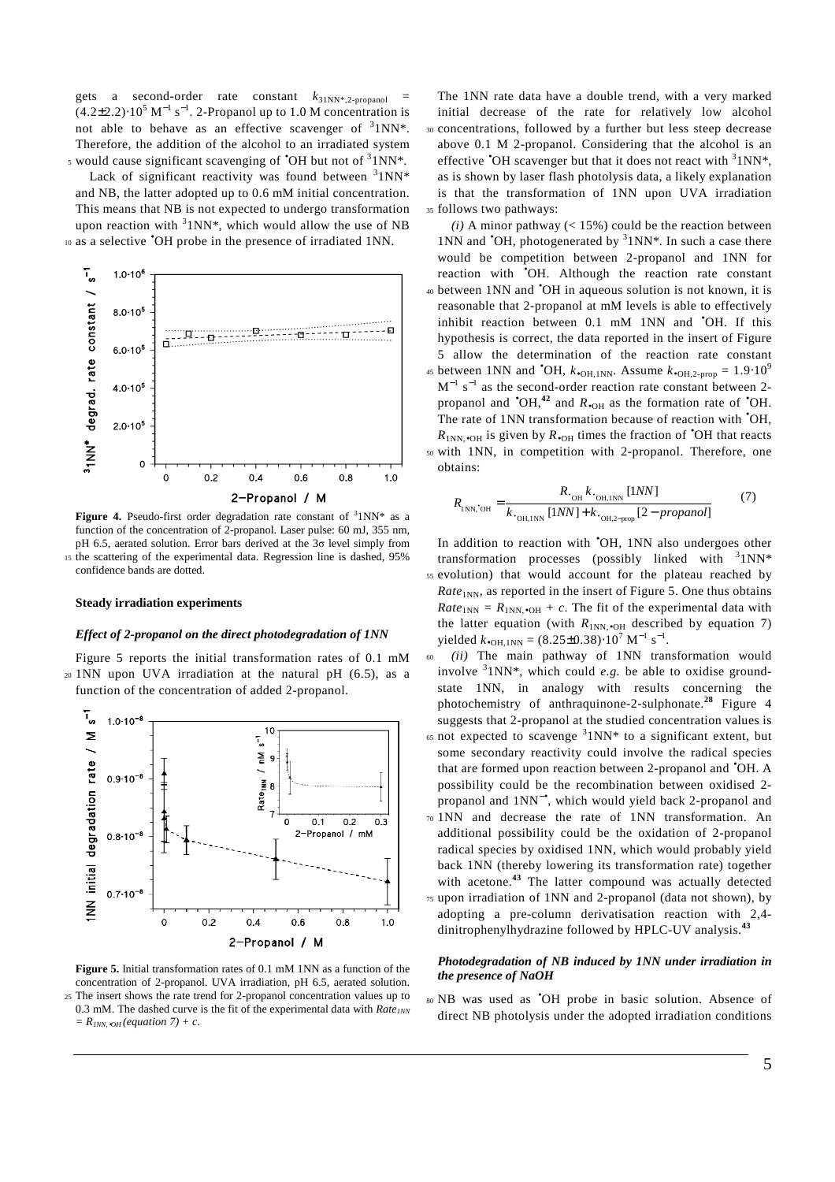gets a second-order rate constant $k_{^31NN^*,2\text{-propanol}}$ = $(4.2\pm2.2)\cdot10^5$ $M^{-1}$ $s^{-1}$. 2-Propanol up to 1.0 M concentration is not able to behave as an effective scavenger of $^3$1NN*. Therefore, the addition of the alcohol to an irradiated system would cause significant scavenging of $^{\bullet}$OH but not of $^3$1NN*.

Lack of significant reactivity was found between $^3$1NN* and NB, the latter adopted up to 0.6 mM initial concentration. This means that NB is not expected to undergo transformation upon reaction with $^3$1NN*, which would allow the use of NB as a selective $^{\bullet}$OH probe in the presence of irradiated 1NN.

**Figure 4.** Pseudo-first order degradation rate constant of $^3$1NN* as a function of the concentration of 2-propanol. Laser pulse: 60 mJ, 355 nm, pH 6.5, aerated solution. Error bars derived at the 3σ level simply from the scattering of the experimental data. Regression line is dashed, 95% confidence bands are dotted.

### Steady irradiation experiments

#### *Effect of 2-propanol on the direct photodegradation of 1NN*

Figure 5 reports the initial transformation rates of 0.1 mM 1NN upon UVA irradiation at the natural pH (6.5), as a function of the concentration of added 2-propanol.

**Figure 5.** Initial transformation rates of 0.1 mM 1NN as a function of the concentration of 2-propanol. UVA irradiation, pH 6.5, aerated solution. The insert shows the rate trend for 2-propanol concentration values up to 0.3 mM. The dashed curve is the fit of the experimental data with $Rate_{1NN} = R_{1NN,\bullet OH}$ *(equation 7) + c*.

The 1NN rate data have a double trend, with a very marked initial decrease of the rate for relatively low alcohol concentrations, followed by a further but less steep decrease above 0.1 M 2-propanol. Considering that the alcohol is an effective $^{\bullet}$OH scavenger but that it does not react with $^3$1NN*, as is shown by laser flash photolysis data, a likely explanation is that the transformation of 1NN upon UVA irradiation follows two pathways:

*(i)* A minor pathway (< 15%) could be the reaction between 1NN and $^{\bullet}$OH, photogenerated by $^3$1NN*. In such a case there would be competition between 2-propanol and 1NN for reaction with $^{\bullet}$OH. Although the reaction rate constant between 1NN and $^{\bullet}$OH in aqueous solution is not known, it is reasonable that 2-propanol at mM levels is able to effectively inhibit reaction between 0.1 mM 1NN and $^{\bullet}$OH. If this hypothesis is correct, the data reported in the insert of Figure 5 allow the determination of the reaction rate constant between 1NN and $^{\bullet}$OH, $k_{\bullet OH,1NN}$. Assume $k_{\bullet OH,2\text{-prop}} = 1.9\cdot10^9$ $M^{-1}$ $s^{-1}$ as the second-order reaction rate constant between 2-propanol and $^{\bullet}$OH,[42] and $R_{\bullet OH}$ as the formation rate of $^{\bullet}$OH. The rate of 1NN transformation because of reaction with $^{\bullet}$OH, $R_{1NN,\bullet OH}$ is given by $R_{\bullet OH}$ times the fraction of $^{\bullet}$OH that reacts with 1NN, in competition with 2-propanol. Therefore, one obtains:

$$R_{1NN,^{\bullet}OH} = \frac{R_{^{\bullet}OH}\, k_{^{\bullet}OH,1NN}\,[1NN]}{k_{^{\bullet}OH,1NN}\,[1NN] + k_{^{\bullet}OH,2-prop}\,[2-propanol]} \qquad (7)$$

In addition to reaction with $^{\bullet}$OH, 1NN also undergoes other transformation processes (possibly linked with $^3$1NN* evolution) that would account for the plateau reached by $Rate_{1NN}$, as reported in the insert of Figure 5. One thus obtains $Rate_{1NN} = R_{1NN,\bullet OH} + c$. The fit of the experimental data with the latter equation (with $R_{1NN,\bullet OH}$ described by equation 7) yielded $k_{\bullet OH,1NN} = (8.25\pm0.38)\cdot10^7$ $M^{-1}$ $s^{-1}$.

*(ii)* The main pathway of 1NN transformation would involve $^3$1NN*, which could *e.g.* be able to oxidise ground-state 1NN, in analogy with results concerning the photochemistry of anthraquinone-2-sulphonate.[28] Figure 4 suggests that 2-propanol at the studied concentration values is not expected to scavenge $^3$1NN* to a significant extent, but some secondary reactivity could involve the radical species that are formed upon reaction between 2-propanol and $^{\bullet}$OH. A possibility could be the recombination between oxidised 2-propanol and $1NN^{-\bullet}$, which would yield back 2-propanol and 1NN and decrease the rate of 1NN transformation. An additional possibility could be the oxidation of 2-propanol radical species by oxidised 1NN, which would probably yield back 1NN (thereby lowering its transformation rate) together with acetone.[43] The latter compound was actually detected upon irradiation of 1NN and 2-propanol (data not shown), by adopting a pre-column derivatisation reaction with 2,4-dinitrophenylhydrazine followed by HPLC-UV analysis.[43]

#### *Photodegradation of NB induced by 1NN under irradiation in the presence of NaOH*

NB was used as $^{\bullet}$OH probe in basic solution. Absence of direct NB photolysis under the adopted irradiation conditions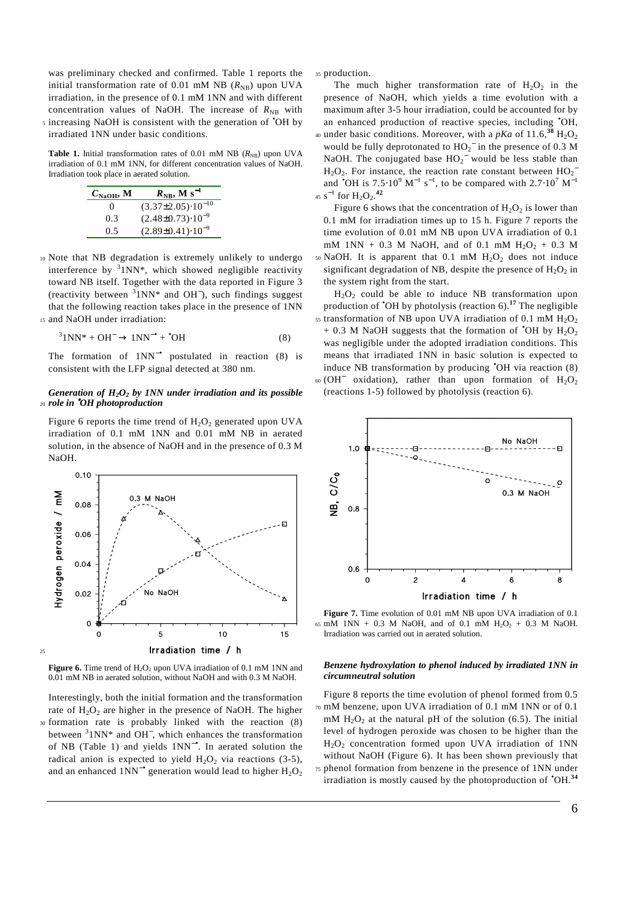was preliminary checked and confirmed. Table 1 reports the initial transformation rate of 0.01 mM NB ($R_{NB}$) upon UVA irradiation, in the presence of 0.1 mM 1NN and with different concentration values of NaOH. The increase of $R_{NB}$ with increasing NaOH is consistent with the generation of $^{\bullet}OH$ by irradiated 1NN under basic conditions.

**Table 1.** Initial transformation rates of 0.01 mM NB ($R_{NB}$) upon UVA irradiation of 0.1 mM 1NN, for different concentration values of NaOH. Irradiation took place in aerated solution.

| $C_{NaOH}$, M | $R_{NB}$, M s$^{-1}$ |
|---|---|
| 0 | $(3.37\pm2.05)\cdot10^{-10}$ |
| 0.3 | $(2.48\pm0.73)\cdot10^{-9}$ |
| 0.5 | $(2.89\pm0.41)\cdot10^{-9}$ |

Note that NB degradation is extremely unlikely to undergo interference by $^{3}1NN^{*}$, which showed negligible reactivity toward NB itself. Together with the data reported in Figure 3 (reactivity between $^{3}1NN^{*}$ and $OH^{-}$), such findings suggest that the following reaction takes place in the presence of 1NN and NaOH under irradiation:

$$^{3}1NN^{*} + OH^{-} \rightarrow 1NN^{-\bullet} + {}^{\bullet}OH \qquad (8)$$

The formation of $1NN^{-\bullet}$ postulated in reaction (8) is consistent with the LFP signal detected at 380 nm.

### *Generation of $H_2O_2$ by 1NN under irradiation and its possible role in $^{\bullet}OH$ photoproduction*

Figure 6 reports the time trend of $H_2O_2$ generated upon UVA irradiation of 0.1 mM 1NN and 0.01 mM NB in aerated solution, in the absence of NaOH and in the presence of 0.3 M NaOH.

**Figure 6.** Time trend of $H_2O_2$ upon UVA irradiation of 0.1 mM 1NN and 0.01 mM NB in aerated solution, without NaOH and with 0.3 M NaOH.

Interestingly, both the initial formation and the transformation rate of $H_2O_2$ are higher in the presence of NaOH. The higher formation rate is probably linked with the reaction (8) between $^{3}1NN^{*}$ and $OH^{-}$, which enhances the transformation of NB (Table 1) and yields $1NN^{-\bullet}$. In aerated solution the radical anion is expected to yield $H_2O_2$ via reactions (3-5), and an enhanced $1NN^{-\bullet}$ generation would lead to higher $H_2O_2$ production.

The much higher transformation rate of $H_2O_2$ in the presence of NaOH, which yields a time evolution with a maximum after 3-5 hour irradiation, could be accounted for by an enhanced production of reactive species, including $^{\bullet}OH$, under basic conditions. Moreover, with a *pKa* of 11.6,[38] $H_2O_2$ would be fully deprotonated to $HO_2^{-}$ in the presence of 0.3 M NaOH. The conjugated base $HO_2^{-}$ would be less stable than $H_2O_2$. For instance, the reaction rate constant between $HO_2^{-}$ and $^{\bullet}OH$ is $7.5\cdot10^{9}$ M$^{-1}$ s$^{-1}$, to be compared with $2.7\cdot10^{7}$ M$^{-1}$ s$^{-1}$ for $H_2O_2$.[42]

Figure 6 shows that the concentration of $H_2O_2$ is lower than 0.1 mM for irradiation times up to 15 h. Figure 7 reports the time evolution of 0.01 mM NB upon UVA irradiation of 0.1 mM 1NN + 0.3 M NaOH, and of 0.1 mM $H_2O_2$ + 0.3 M NaOH. It is apparent that 0.1 mM $H_2O_2$ does not induce significant degradation of NB, despite the presence of $H_2O_2$ in the system right from the start.

$H_2O_2$ could be able to induce NB transformation upon production of $^{\bullet}OH$ by photolysis (reaction 6).[17] The negligible transformation of NB upon UVA irradiation of 0.1 mM $H_2O_2$ + 0.3 M NaOH suggests that the formation of $^{\bullet}OH$ by $H_2O_2$ was negligible under the adopted irradiation conditions. This means that irradiated 1NN in basic solution is expected to induce NB transformation by producing $^{\bullet}OH$ via reaction (8) ($OH^{-}$ oxidation), rather than upon formation of $H_2O_2$ (reactions 1-5) followed by photolysis (reaction 6).

**Figure 7.** Time evolution of 0.01 mM NB upon UVA irradiation of 0.1 mM 1NN + 0.3 M NaOH, and of 0.1 mM $H_2O_2$ + 0.3 M NaOH. Irradiation was carried out in aerated solution.

### *Benzene hydroxylation to phenol induced by irradiated 1NN in circumneutral solution*

Figure 8 reports the time evolution of phenol formed from 0.5 mM benzene, upon UVA irradiation of 0.1 mM 1NN or of 0.1 mM $H_2O_2$ at the natural pH of the solution (6.5). The initial level of hydrogen peroxide was chosen to be higher than the $H_2O_2$ concentration formed upon UVA irradiation of 1NN without NaOH (Figure 6). It has been shown previously that phenol formation from benzene in the presence of 1NN under irradiation is mostly caused by the photoproduction of $^{\bullet}OH$.[34]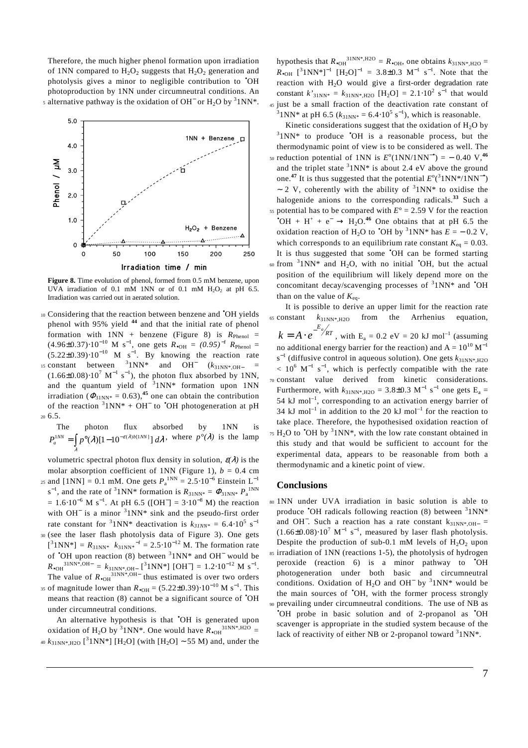Therefore, the much higher phenol formation upon irradiation of 1NN compared to $H_2O_2$ suggests that $H_2O_2$ generation and photolysis gives a minor to negligible contribution to $^{\bullet}$OH photoproduction by 1NN under circumneutral conditions. An alternative pathway is the oxidation of $OH^-$ or $H_2O$ by $^3$1NN*.

**Figure 8.** Time evolution of phenol, formed from 0.5 mM benzene, upon UVA irradiation of 0.1 mM 1NN or of 0.1 mM $H_2O_2$ at pH 6.5. Irradiation was carried out in aerated solution.

Considering that the reaction between benzene and $^{\bullet}$OH yields phenol with 95% yield [44] and that the initial rate of phenol formation with 1NN + benzene (Figure 8) is $R_{Phenol} = (4.96\pm0.37)\cdot10^{-10}$ M s$^{-1}$, one gets $R_{\bullet OH} = (0.95)^{-1} R_{Phenol} = (5.22\pm0.39)\cdot10^{-10}$ M s$^{-1}$. By knowing the reaction rate constant between $^3$1NN* and $OH^-$ ($k_{31NN*,OH-} = (1.66\pm0.08)\cdot10^7$ M$^{-1}$ s$^{-1}$), the photon flux absorbed by 1NN, and the quantum yield of $^3$1NN* formation upon 1NN irradiation ($\Phi_{31NN*} = 0.63$),[45] one can obtain the contribution of the reaction $^3$1NN* + $OH^-$ to $^{\bullet}$OH photogeneration at pH 6.5.

The photon flux absorbed by 1NN is $P_a^{1NN} = \int_{\lambda} p°(\lambda)[1-10^{-\varepsilon(\lambda) b [1NN]}]\, d\lambda$, where $p°(\lambda)$ is the lamp volumetric spectral photon flux density in solution, $\varepsilon(\lambda)$ is the molar absorption coefficient of 1NN (Figure 1), $b$ = 0.4 cm and [1NN] = 0.1 mM. One gets $P_a^{1NN} = 2.5\cdot10^{-6}$ Einstein L$^{-1}$ s$^{-1}$, and the rate of $^3$1NN* formation is $R_{31NN*} = \Phi_{31NN*} P_a^{1NN} = 1.6\cdot10^{-6}$ M s$^{-1}$. At pH 6.5 ($[OH^-] = 3\cdot10^{-8}$ M) the reaction with $OH^-$ is a minor $^3$1NN* sink and the pseudo-first order rate constant for $^3$1NN* deactivation is $k_{31NN*} = 6.4\cdot10^5$ s$^{-1}$ (see the laser flash photolysis data of Figure 3). One gets $[^31NN^*] = R_{31NN*}\, k_{31NN*}^{-1} = 2.5\cdot10^{-12}$ M. The formation rate of $^{\bullet}$OH upon reaction (8) between $^3$1NN* and $OH^-$ would be $R_{OH}^{31NN*,OH-} = k_{31NN*,OH-}\, [^31NN^*]\, [OH^-] = 1.2\cdot10^{-12}$ M s$^{-1}$. The value of $R_{\bullet OH}^{31NN*,OH-}$ thus estimated is over two orders of magnitude lower than $R_{\bullet OH} = (5.22\pm0.39)\cdot10^{-10}$ M s$^{-1}$. This means that reaction (8) cannot be a significant source of $^{\bullet}$OH under circumneutral conditions.

An alternative hypothesis is that $^{\bullet}$OH is generated upon oxidation of $H_2O$ by $^3$1NN*. One would have $R_{\bullet OH}^{31NN*,H2O} = k_{31NN*,H2O}\, [^31NN^*]\, [H_2O]$ (with $[H_2O] \sim 55$ M) and, under the hypothesis that $R_{\bullet OH}^{31NN*,H2O} = R_{\bullet OH}$, one obtains $k_{31NN*,H2O} = R_{\bullet OH}\, [^31NN^*]^{-1}\, [H_2O]^{-1} = 3.8\pm0.3$ M$^{-1}$ s$^{-1}$. Note that the reaction with $H_2O$ would give a first-order degradation rate constant $k'_{31NN*} = k_{31NN*,H2O}\, [H_2O] = 2.1\cdot10^2$ s$^{-1}$ that would just be a small fraction of the deactivation rate constant of $^3$1NN* at pH 6.5 ($k_{31NN*} = 6.4\cdot10^5$ s$^{-1}$), which is reasonable.

Kinetic considerations suggest that the oxidation of $H_2O$ by $^3$1NN* to produce $^{\bullet}$OH is a reasonable process, but the thermodynamic point of view is to be considered as well. The reduction potential of 1NN is $E°(1NN/1NN^{-\bullet}) = -0.40$ V,[46] and the triplet state $^3$1NN* is about 2.4 eV above the ground one.[47] It is thus suggested that the potential $E°(^31NN^*/1NN^{-\bullet}) \sim 2$ V, coherently with the ability of $^3$1NN* to oxidise the halogenide anions to the corresponding radicals.[33] Such a potential has to be compared with $E° = 2.59$ V for the reaction $^{\bullet}OH + H^+ + e^- \rightarrow H_2O$.[46] One obtains that at pH 6.5 the oxidation reaction of $H_2O$ to $^{\bullet}$OH by $^3$1NN* has $E = -0.2$ V, which corresponds to an equilibrium rate constant $K_{eq} = 0.03$. It is thus suggested that some $^{\bullet}$OH can be formed starting from $^3$1NN* and $H_2O$, with no initial $^{\bullet}$OH, but the actual position of the equilibrium will likely depend more on the concomitant decay/scavenging processes of $^3$1NN* and $^{\bullet}$OH than on the value of $K_{eq}$.

It is possible to derive an upper limit for the reaction rate constant $k_{31NN*,H2O}$ from the Arrhenius equation, $k = A \cdot e^{-E_a/RT}$, with $E_a$ = 0.2 eV = 20 kJ mol$^{-1}$ (assuming no additional energy barrier for the reaction) and A = $10^{10}$ M$^{-1}$ s$^{-1}$ (diffusive control in aqueous solution). One gets $k_{31NN*,H2O} < 10^6$ M$^{-1}$ s$^{-1}$, which is perfectly compatible with the rate constant value derived from kinetic considerations. Furthermore, with $k_{31NN*,H2O} = 3.8\pm0.3$ M$^{-1}$ s$^{-1}$ one gets $E_a$ = 54 kJ mol$^{-1}$, corresponding to an activation energy barrier of 34 kJ mol$^{-1}$ in addition to the 20 kJ mol$^{-1}$ for the reaction to take place. Therefore, the hypothesised oxidation reaction of $H_2O$ to $^{\bullet}$OH by $^3$1NN*, with the low rate constant obtained in this study and that would be sufficient to account for the experimental data, appears to be reasonable from both a thermodynamic and a kinetic point of view.

## Conclusions

1NN under UVA irradiation in basic solution is able to produce $^{\bullet}$OH radicals following reaction (8) between $^3$1NN* and $OH^-$. Such a reaction has a rate constant $k_{31NN*,OH-} = (1.66\pm0.08)\cdot10^7$ M$^{-1}$ s$^{-1}$, measured by laser flash photolysis. Despite the production of sub-0.1 mM levels of $H_2O_2$ upon irradiation of 1NN (reactions 1-5), the photolysis of hydrogen peroxide (reaction 6) is a minor pathway to $^{\bullet}$OH photogeneration under both basic and circumneutral conditions. Oxidation of $H_2O$ and $OH^-$ by $^3$1NN* would be the main sources of $^{\bullet}$OH, with the former process strongly prevailing under circumneutral conditions. The use of NB as $^{\bullet}$OH probe in basic solution and of 2-propanol as $^{\bullet}$OH scavenger is appropriate in the studied system because of the lack of reactivity of either NB or 2-propanol toward $^3$1NN*.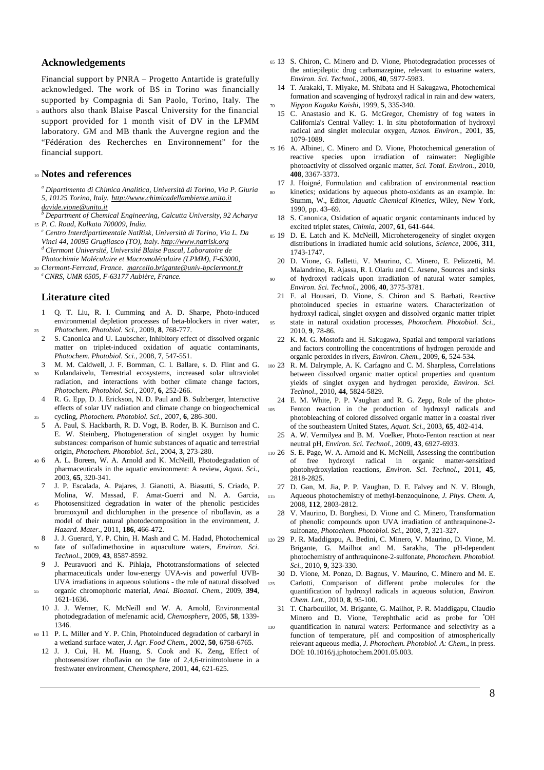## Acknowledgements

Financial support by PNRA – Progetto Antartide is gratefully acknowledged. The work of BS in Torino was financially supported by Compagnia di San Paolo, Torino, Italy. The authors also thank Blaise Pascal University for the financial support provided for 1 month visit of DV in the LPMM laboratory. GM and MB thank the Auvergne region and the "Fédération des Recherches en Environnement" for the financial support.

## Notes and references

[a] *Dipartimento di Chimica Analitica, Università di Torino, Via P. Giuria 5, 10125 Torino, Italy. http://www.chimicadellambiente.unito.it davide.vione@unito.it*
[b] *Department of Chemical Engineering, Calcutta University, 92 Acharya P. C. Road, Kolkata 700009, India.*
[c] *Centro Interdipartimentale NatRisk, Università di Torino, Via L. Da Vinci 44, 10095 Grugliasco (TO), Italy. http://www.natrisk.org*
[d] *Clermont Université, Université Blaise Pascal, Laboratoire de Photochimie Moléculaire et Macromoléculaire (LPMM), F-63000, Clermont-Ferrand, France. marcello.brigante@univ-bpclermont.fr*
[e] *CNRS, UMR 6505, F-63177 Aubière, France.*

## Literature cited

1. Q. T. Liu, R. I. Cumming and A. D. Sharpe, Photo-induced environmental depletion processes of beta-blockers in river water, *Photochem. Photobiol. Sci.*, 2009, **8**, 768-777.
2. S. Canonica and U. Laubscher, Inhibitory effect of dissolved organic matter on triplet-induced oxidation of aquatic contaminants, *Photochem. Photobiol. Sci.*, 2008, **7**, 547-551.
3. M. M. Caldwell, J. F. Bornman, C. l. Ballare, s. D. Flint and G. Kulandaivelu, Terrestrial ecosystems, increased solar ultraviolet radiation, and interactions with bother climate change factors, *Photochem. Photobiol. Sci.*, 2007, **6**, 252-266.
4. R. G. Epp, D. J. Erickson, N. D. Paul and B. Sulzberger, Interactive effects of solar UV radiation and climate change on biogeochemical cycling, *Photochem. Photobiol. Sci.*, 2007, **6**, 286-300.
5. A. Paul, S. Hackbarth, R. D. Vogt, B. Roder, B. K. Burnison and C. E. W. Steinberg, Photogeneration of singlet oxygen by humic substances: comparison of humic substances of aquatic and terrestrial origin, *Photochem. Photobiol. Sci.*, 2004, **3**, 273-280.
6. A. L. Boreen, W. A. Arnold and K. McNeill, Photodegradation of pharmaceuticals in the aquatic environment: A review, *Aquat. Sci.*, 2003, **65**, 320-341.
7. J. P. Escalada, A. Pajares, J. Gianotti, A. Biasutti, S. Criado, P. Molina, W. Massad, F. Amat-Guerri and N. A. Garcia, Photosensitized degradation in water of the phenolic pesticides bromoxynil and dichlorophen in the presence of riboflavin, as a model of their natural photodecomposition in the environment, *J. Hazard. Mater.*, 2011, **186**, 466-472.
8. J. J. Guerard, Y. P. Chin, H. Mash and C. M. Hadad, Photochemical fate of sulfadimethoxine in aquaculture waters, *Environ. Sci. Technol.*, 2009, **43**, 8587-8592.
9. J. Peuravuori and K. Pihlaja, Phototransformations of selected pharmaceuticals under low-energy UVA-vis and powerful UVB-UVA irradiations in aqueous solutions - the role of natural dissolved organic chromophoric material, *Anal. Bioanal. Chem.*, 2009, **394**, 1621-1636.
10. J. J. Werner, K. McNeill and W. A. Arnold, Environmental photodegradation of mefenamic acid, *Chemosphere*, 2005, **58**, 1339-1346.
11. P. L. Miller and Y. P. Chin, Photoinduced degradation of carbaryl in a wetland surface water, *J. Agr. Food Chem.*, 2002, **50**, 6758-6765.
12. J. J. Cui, H. M. Huang, S. Cook and K. Zeng, Effect of photosensitizer riboflavin on the fate of 2,4,6-trinitrotoluene in a freshwater environment, *Chemosphere*, 2001, **44**, 621-625.
13. S. Chiron, C. Minero and D. Vione, Photodegradation processes of the antiepileptic drug carbamazepine, relevant to estuarine waters, *Environ. Sci. Technol.*, 2006, **40**, 5977-5983.
14. T. Arakaki, T. Miyake, M. Shibata and H Sakugawa, Photochemical formation and scavenging of hydroxyl radical in rain and dew waters, *Nippon Kagaku Kaishi*, 1999, **5**, 335-340.
15. C. Anastasio and K. G. McGregor, Chemistry of fog waters in California's Central Valley: 1. In situ photoformation of hydroxyl radical and singlet molecular oxygen, *Atmos. Environ.*, 2001, **35**, 1079-1089.
16. A. Albinet, C. Minero and D. Vione, Photochemical generation of reactive species upon irradiation of rainwater: Negligible photoactivity of dissolved organic matter, *Sci. Total. Environ.*, 2010, **408**, 3367-3373.
17. J. Hoigné, Formulation and calibration of environmental reaction kinetics; oxidations by aqueous photo-oxidants as an example. In: Stumm, W., Editor, *Aquatic Chemical Kinetics*, Wiley, New York, 1990, pp. 43–69.
18. S. Canonica, Oxidation of aquatic organic contaminants induced by excited triplet states, *Chimia*, 2007, **61**, 641-644.
19. D. E. Latch and K. McNeill, Microheterogeneity of singlet oxygen distributions in irradiated humic acid solutions, *Science*, 2006, **311**, 1743-1747.
20. D. Vione, G. Falletti, V. Maurino, C. Minero, E. Pelizzetti, M. Malandrino, R. Ajassa, R. I. Olariu and C. Arsene, Sources and sinks of hydroxyl radicals upon irradiation of natural water samples, *Environ. Sci. Technol.*, 2006, **40**, 3775-3781.
21. F. al Housari, D. Vione, S. Chiron and S. Barbati, Reactive photoinduced species in estuarine waters. Characterization of hydroxyl radical, singlet oxygen and dissolved organic matter triplet state in natural oxidation processes, *Photochem. Photobiol. Sci.*, 2010, **9**, 78-86.
22. K. M. G. Mostofa and H. Sakugawa, Spatial and temporal variations and factors controlling the concentrations of hydrogen peroxide and organic peroxides in rivers, *Environ. Chem.*, 2009, **6**, 524-534.
23. R. M. Dalrymple, A. K. Carfagno and C. M. Sharpless, Correlations between dissolved organic matter optical properties and quantum yields of singlet oxygen and hydrogen peroxide, *Environ. Sci. Technol.*, 2010, **44**, 5824-5829.
24. E. M. White, P. P. Vaughan and R. G. Zepp, Role of the photo-Fenton reaction in the production of hydroxyl radicals and photobleaching of colored dissolved organic matter in a coastal river of the southeastern United States, *Aquat. Sci.*, 2003, **65**, 402-414.
25. A. W. Vermilyea and B. M. Voelker, Photo-Fenton reaction at near neutral pH, *Environ. Sci. Technol.*, 2009, **43**, 6927-6933.
26. S. E. Page, W. A. Arnold and K. McNeill, Assessing the contribution of free hydroxyl radical in organic matter-sensitized photohydroxylation reactions, *Environ. Sci. Technol.*, 2011, **45**, 2818-2825.
27. D. Gan, M. Jia, P. P. Vaughan, D. E. Falvey and N. V. Blough, Aqueous photochemistry of methyl-benzoquinone, *J. Phys. Chem. A*, 2008, **112**, 2803-2812.
28. V. Maurino, D. Borghesi, D. Vione and C. Minero, Transformation of phenolic compounds upon UVA irradiation of anthraquinone-2-sulfonate, *Photochem. Photobiol. Sci.*, 2008, **7**, 321-327.
29. P. R. Maddigapu, A. Bedini, C. Minero, V. Maurino, D. Vione, M. Brigante, G. Mailhot and M. Sarakha, The pH-dependent photochemistry of anthraquinone-2-sulfonate, *Photochem. Photobiol. Sci.*, 2010, **9**, 323-330.
30. D. Vione, M. Ponzo, D. Bagnus, V. Maurino, C. Minero and M. E. Carlotti, Comparison of different probe molecules for the quantification of hydroxyl radicals in aqueous solution, *Environ. Chem. Lett.*, 2010, **8**, 95-100.
31. T. Charbouillot, M. Brigante, G. Mailhot, P. R. Maddigapu, Claudio Minero and D. Vione, Terephthalic acid as probe for $^{\bullet}$OH quantification in natural waters: Performance and selectivity as a function of temperature, pH and composition of atmospherically relevant aqueous media, *J. Photochem. Photobiol. A: Chem.*, in press. DOI: 10.1016/j.jphotochem.2001.05.003.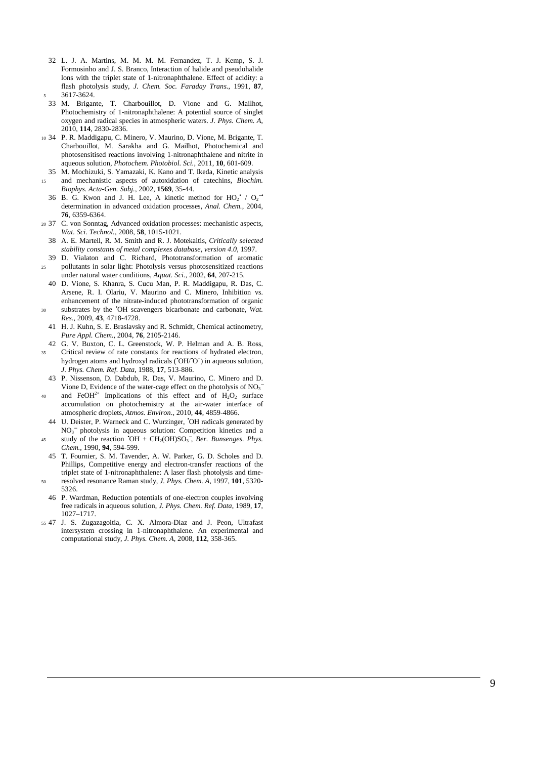32 L. J. A. Martins, M. M. M. Fernandez, T. J. Kemp, S. J. Formosinho and J. S. Branco, Interaction of halide and pseudohalide Ions with the triplet state of 1-nitronaphthalene. Effect of acidity: a flash photolysis study, *J. Chem. Soc. Faraday Trans.*, 1991, **87**, 3617-3624.

33 M. Brigante, T. Charbouillot, D. Vione and G. Mailhot, Photochemistry of 1-nitronaphthalene: A potential source of singlet oxygen and radical species in atmospheric waters. *J. Phys. Chem. A*, 2010, **114**, 2830-2836.

34 P. R. Maddigapu, C. Minero, V. Maurino, D. Vione, M. Brigante, T. Charbouillot, M. Sarakha and G. Mailhot, Photochemical and photosensitised reactions involving 1-nitronaphthalene and nitrite in aqueous solution, *Photochem. Photobiol. Sci.*, 2011, **10**, 601-609.

35 M. Mochizuki, S. Yamazaki, K. Kano and T. Ikeda, Kinetic analysis and mechanistic aspects of autoxidation of catechins, *Biochim. Biophys. Acta-Gen. Subj.*, 2002, **1569**, 35-44.

36 B. G. Kwon and J. H. Lee, A kinetic method for $HO_2^{\bullet}$ / $O_2^{-\bullet}$ determination in advanced oxidation processes, *Anal. Chem.*, 2004, **76**, 6359-6364.

37 C. von Sonntag, Advanced oxidation processes: mechanistic aspects, *Wat. Sci. Technol.*, 2008, **58**, 1015-1021.

38 A. E. Martell, R. M. Smith and R. J. Motekaitis, *Critically selected stability constants of metal complexes database, version 4.0*, 1997.

39 D. Vialaton and C. Richard, Phototransformation of aromatic pollutants in solar light: Photolysis versus photosensitized reactions under natural water conditions, *Aquat. Sci.*, 2002, **64**, 207-215.

40 D. Vione, S. Khanra, S. Cucu Man, P. R. Maddigapu, R. Das, C. Arsene, R. I. Olariu, V. Maurino and C. Minero, Inhibition vs. enhancement of the nitrate-induced phototransformation of organic substrates by the $^{\bullet}$OH scavengers bicarbonate and carbonate, *Wat. Res.*, 2009, **43**, 4718-4728.

41 H. J. Kuhn, S. E. Braslavsky and R. Schmidt, Chemical actinometry, *Pure Appl. Chem.*, 2004, **76**, 2105-2146.

42 G. V. Buxton, C. L. Greenstock, W. P. Helman and A. B. Ross, Critical review of rate constants for reactions of hydrated electron, hydrogen atoms and hydroxyl radicals ($^{\bullet}$OH/$^{\bullet}$O$^{-}$) in aqueous solution, *J. Phys. Chem. Ref. Data*, 1988, **17**, 513-886.

43 P. Nissenson, D. Dabdub, R. Das, V. Maurino, C. Minero and D. Vione D, Evidence of the water-cage effect on the photolysis of $NO_3^-$ and $FeOH^{2+}$ Implications of this effect and of $H_2O_2$ surface accumulation on photochemistry at the air-water interface of atmospheric droplets, *Atmos. Environ*., 2010, **44**, 4859-4866.

44 U. Deister, P. Warneck and C. Wurzinger, $^{\bullet}$OH radicals generated by $NO_3^-$ photolysis in aqueous solution: Competition kinetics and a study of the reaction $^{\bullet}$OH + $CH_2(OH)SO_3^-$, *Ber. Bunsenges. Phys. Chem.*, 1990, **94**, 594-599.

45 T. Fournier, S. M. Tavender, A. W. Parker, G. D. Scholes and D. Phillips, Competitive energy and electron-transfer reactions of the triplet state of 1-nitronaphthalene: A laser flash photolysis and time-resolved resonance Raman study, *J. Phys. Chem. A*, 1997, **101**, 5320-5326.

46 P. Wardman, Reduction potentials of one-electron couples involving free radicals in aqueous solution, *J. Phys. Chem. Ref. Data*, 1989, **17**, 1027–1717.

47 J. S. Zugazagoitia, C. X. Almora-Diaz and J. Peon, Ultrafast intersystem crossing in 1-nitronaphthalene. An experimental and computational study, *J. Phys. Chem. A*, 2008, **112**, 358-365.